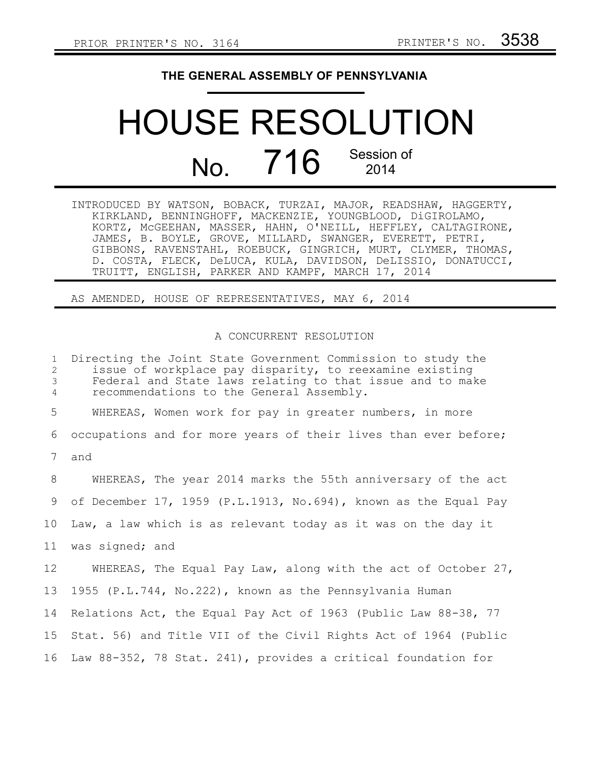PRIOR PRINTER'S NO. 3164 PRINTER'S NO. 3538

# THE GENERAL ASSEMBLY OF PENNSYLVANIA

# HOUSE RESOLUTION

## No. 716 Session of 2014

INTRODUCED BY WATSON, BOBACK, TURZAI, MAJOR, READSHAW, HAGGERTY, KIRKLAND, BENNINGHOFF, MACKENZIE, YOUNGBLOOD, DiGIROLAMO, KORTZ, McGEEHAN, MASSER, HAHN, O'NEILL, HEFFLEY, CALTAGIRONE, JAMES, B. BOYLE, GROVE, MILLARD, SWANGER, EVERETT, PETRI, GIBBONS, RAVENSTAHL, ROEBUCK, GINGRICH, MURT, CLYMER, THOMAS, D. COSTA, FLECK, DeLUCA, KULA, DAVIDSON, DeLISSIO, DONATUCCI, TRUITT, ENGLISH, PARKER AND KAMPF, MARCH 17, 2014

AS AMENDED, HOUSE OF REPRESENTATIVES, MAY 6, 2014

A CONCURRENT RESOLUTION

Directing the Joint State Government Commission to study the issue of workplace pay disparity, to reexamine existing Federal and State laws relating to that issue and to make recommendations to the General Assembly.

WHEREAS, Women work for pay in greater numbers, in more occupations and for more years of their lives than ever before; and

WHEREAS, The year 2014 marks the 55th anniversary of the act of December 17, 1959 (P.L.1913, No.694), known as the Equal Pay Law, a law which is as relevant today as it was on the day it was signed; and

WHEREAS, The Equal Pay Law, along with the act of October 27, 1955 (P.L.744, No.222), known as the Pennsylvania Human Relations Act, the Equal Pay Act of 1963 (Public Law 88-38, 77 Stat. 56) and Title VII of the Civil Rights Act of 1964 (Public Law 88-352, 78 Stat. 241), provides a critical foundation for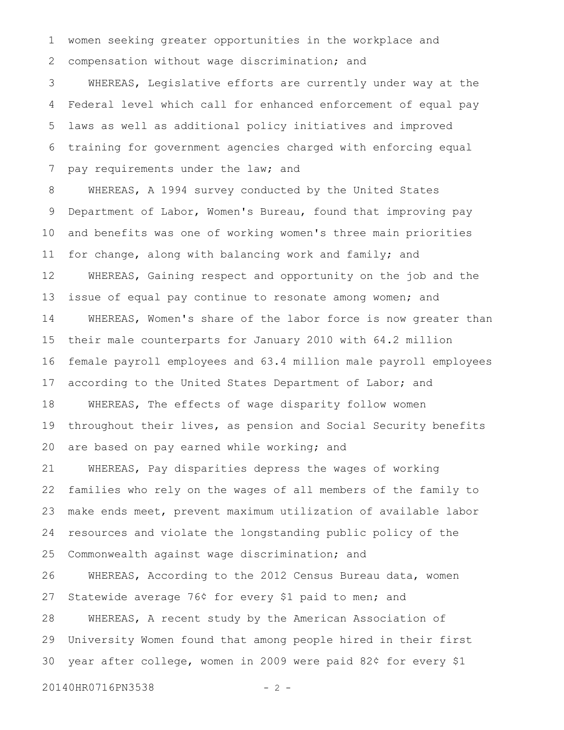women seeking greater opportunities in the workplace and compensation without wage discrimination; and

WHEREAS, Legislative efforts are currently under way at the Federal level which call for enhanced enforcement of equal pay laws as well as additional policy initiatives and improved training for government agencies charged with enforcing equal pay requirements under the law; and

WHEREAS, A 1994 survey conducted by the United States Department of Labor, Women's Bureau, found that improving pay and benefits was one of working women's three main priorities for change, along with balancing work and family; and

WHEREAS, Gaining respect and opportunity on the job and the issue of equal pay continue to resonate among women; and

WHEREAS, Women's share of the labor force is now greater than their male counterparts for January 2010 with 64.2 million female payroll employees and 63.4 million male payroll employees according to the United States Department of Labor; and

WHEREAS, The effects of wage disparity follow women throughout their lives, as pension and Social Security benefits are based on pay earned while working; and

WHEREAS, Pay disparities depress the wages of working families who rely on the wages of all members of the family to make ends meet, prevent maximum utilization of available labor resources and violate the longstanding public policy of the Commonwealth against wage discrimination; and

WHEREAS, According to the 2012 Census Bureau data, women Statewide average 76¢ for every $1 paid to men; and

WHEREAS, A recent study by the American Association of University Women found that among people hired in their first year after college, women in 2009 were paid 82¢ for every $1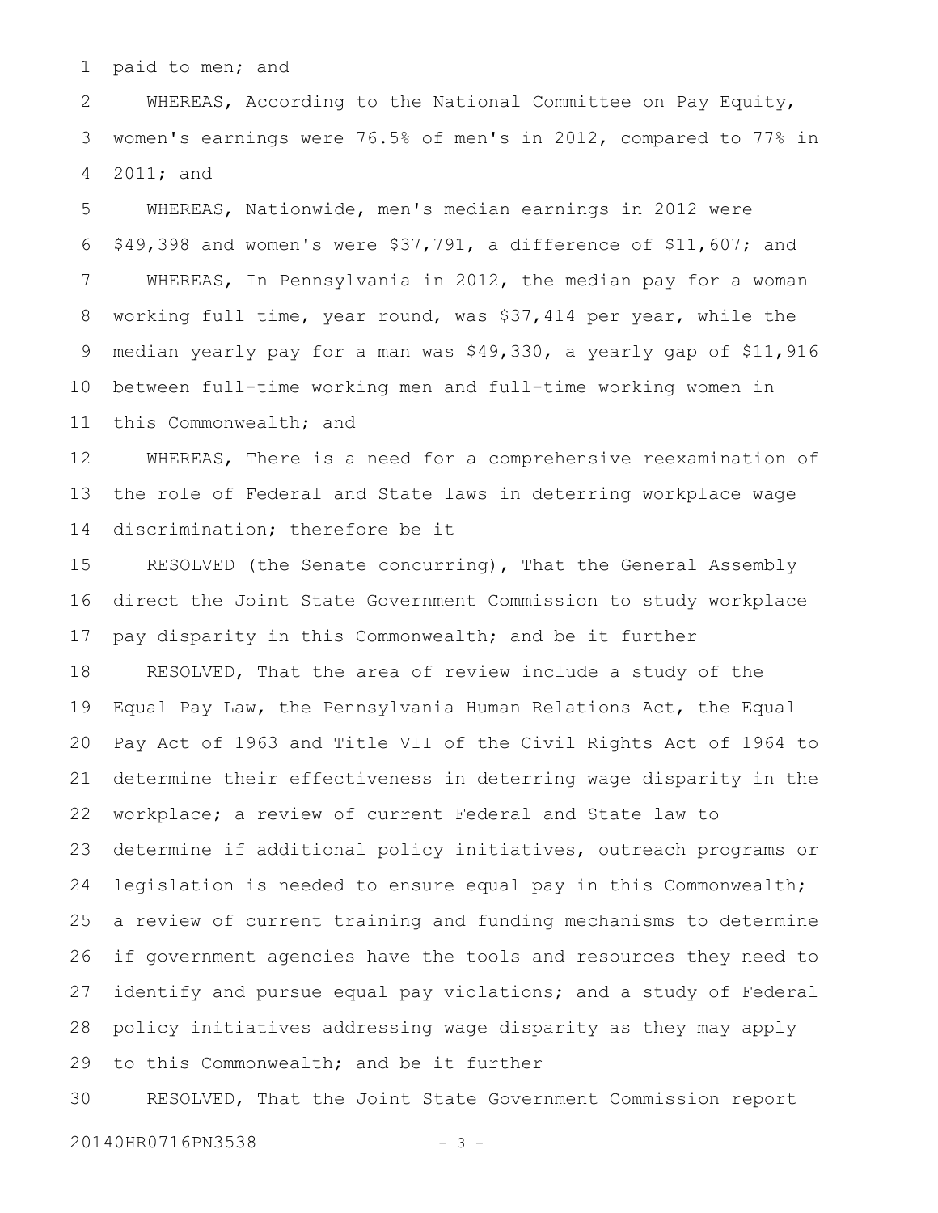paid to men; and

WHEREAS, According to the National Committee on Pay Equity, women's earnings were 76.5% of men's in 2012, compared to 77% in 2011; and

WHEREAS, Nationwide, men's median earnings in 2012 were $49,398 and women's were $37,791, a difference of $11,607; and

WHEREAS, In Pennsylvania in 2012, the median pay for a woman working full time, year round, was $37,414 per year, while the median yearly pay for a man was $49,330, a yearly gap of $11,916 between full-time working men and full-time working women in this Commonwealth; and

WHEREAS, There is a need for a comprehensive reexamination of the role of Federal and State laws in deterring workplace wage discrimination; therefore be it

RESOLVED (the Senate concurring), That the General Assembly direct the Joint State Government Commission to study workplace pay disparity in this Commonwealth; and be it further

RESOLVED, That the area of review include a study of the Equal Pay Law, the Pennsylvania Human Relations Act, the Equal Pay Act of 1963 and Title VII of the Civil Rights Act of 1964 to determine their effectiveness in deterring wage disparity in the workplace; a review of current Federal and State law to determine if additional policy initiatives, outreach programs or legislation is needed to ensure equal pay in this Commonwealth; a review of current training and funding mechanisms to determine if government agencies have the tools and resources they need to identify and pursue equal pay violations; and a study of Federal policy initiatives addressing wage disparity as they may apply to this Commonwealth; and be it further

RESOLVED, That the Joint State Government Commission report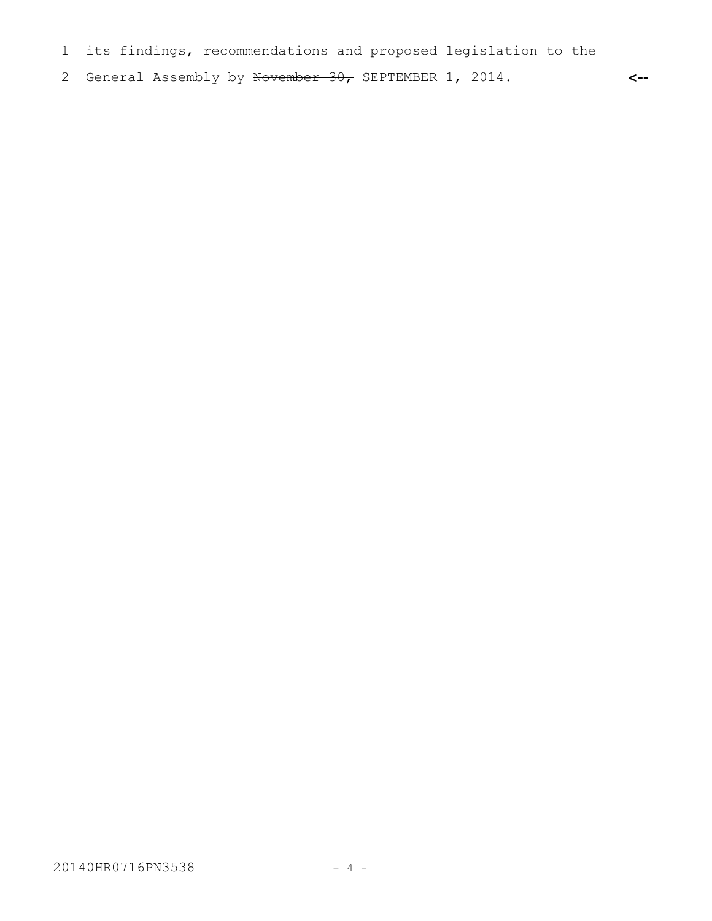its findings, recommendations and proposed legislation to the General Assembly by ~~November 30,~~ SEPTEMBER 1, 2014. <--